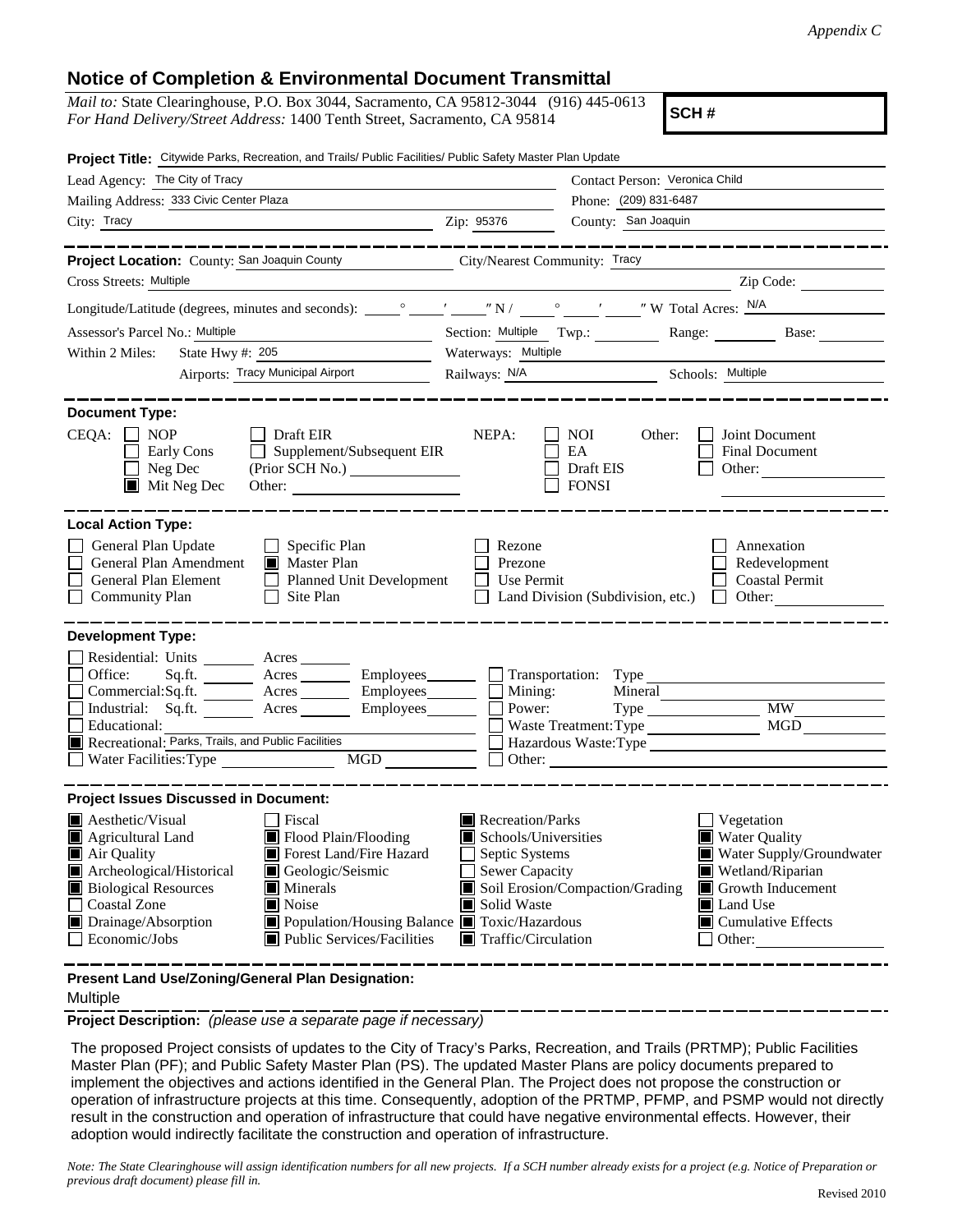*Appendix C*

# Notice of Completion & Environmental Document Transmittal

*Mail to:* State Clearinghouse, P.O. Box 3044, Sacramento, CA 95812-3044 (916) 445-0613
*For Hand Delivery/Street Address:* 1400 Tenth Street, Sacramento, CA 95814

**SCH #**

**Project Title:** Citywide Parks, Recreation, and Trails/ Public Facilities/ Public Safety Master Plan Update

Lead Agency: The City of Tracy
Contact Person: Veronica Child
Mailing Address: 333 Civic Center Plaza
Phone: (209) 831-6487
City: Tracy
Zip: 95376
County: San Joaquin

**Project Location:** County: San Joaquin County
City/Nearest Community: Tracy
Cross Streets: Multiple
Zip Code:
Longitude/Latitude (degrees, minutes and seconds): ____° ____′ ____″ N / ____° ____′ ____″ W Total Acres: N/A
Assessor's Parcel No.: Multiple
Section: Multiple Twp.: ____ Range: ____ Base: ____
Within 2 Miles: State Hwy #: 205
Waterways: Multiple
Airports: Tracy Municipal Airport
Railways: N/A
Schools: Multiple

**Document Type:**

CEQA:
- ☐ NOP
- ☐ Early Cons
- ☐ Neg Dec
- ☒ Mit Neg Dec
- ☐ Draft EIR
- ☐ Supplement/Subsequent EIR (Prior SCH No.) ____
- Other: ____

NEPA:
- ☐ NOI
- ☐ EA
- ☐ Draft EIS
- ☐ FONSI

Other:
- ☐ Joint Document
- ☐ Final Document
- ☐ Other: ____

**Local Action Type:**

- ☐ General Plan Update
- ☐ General Plan Amendment
- ☐ General Plan Element
- ☐ Community Plan
- ☐ Specific Plan
- ☒ Master Plan
- ☐ Planned Unit Development
- ☐ Site Plan
- ☐ Rezone
- ☐ Prezone
- ☐ Use Permit
- ☐ Land Division (Subdivision, etc.)
- ☐ Annexation
- ☐ Redevelopment
- ☐ Coastal Permit
- ☐ Other: ____

**Development Type:**

- ☐ Residential: Units ____ Acres ____
- ☐ Office: Sq.ft. ____ Acres ____ Employees ____
- ☐ Commercial: Sq.ft. ____ Acres ____ Employees ____
- ☐ Industrial: Sq.ft. ____ Acres ____ Employees ____
- ☐ Educational: ____
- ☒ Recreational: Parks, Trails, and Public Facilities
- ☐ Water Facilities: Type ____ MGD ____
- ☐ Transportation: Type ____
- ☐ Mining: Mineral ____
- ☐ Power: Type ____ MW ____
- ☐ Waste Treatment: Type ____ MGD ____
- ☐ Hazardous Waste: Type ____
- ☐ Other: ____

**Project Issues Discussed in Document:**

- ☒ Aesthetic/Visual
- ☒ Agricultural Land
- ☒ Air Quality
- ☒ Archeological/Historical
- ☒ Biological Resources
- ☐ Coastal Zone
- ☒ Drainage/Absorption
- ☐ Economic/Jobs
- ☐ Fiscal
- ☒ Flood Plain/Flooding
- ☒ Forest Land/Fire Hazard
- ☒ Geologic/Seismic
- ☒ Minerals
- ☒ Noise
- ☒ Population/Housing Balance
- ☒ Public Services/Facilities
- ☒ Recreation/Parks
- ☒ Schools/Universities
- ☐ Septic Systems
- ☐ Sewer Capacity
- ☒ Soil Erosion/Compaction/Grading
- ☒ Solid Waste
- ☒ Toxic/Hazardous
- ☒ Traffic/Circulation
- ☐ Vegetation
- ☒ Water Quality
- ☒ Water Supply/Groundwater
- ☒ Wetland/Riparian
- ☒ Growth Inducement
- ☒ Land Use
- ☒ Cumulative Effects
- ☐ Other: ____

**Present Land Use/Zoning/General Plan Designation:**

Multiple

**Project Description:** *(please use a separate page if necessary)*

The proposed Project consists of updates to the City of Tracy's Parks, Recreation, and Trails (PRTMP); Public Facilities Master Plan (PF); and Public Safety Master Plan (PS). The updated Master Plans are policy documents prepared to implement the objectives and actions identified in the General Plan. The Project does not propose the construction or operation of infrastructure projects at this time. Consequently, adoption of the PRTMP, PFMP, and PSMP would not directly result in the construction and operation of infrastructure that could have negative environmental effects. However, their adoption would indirectly facilitate the construction and operation of infrastructure.

*Note: The State Clearinghouse will assign identification numbers for all new projects. If a SCH number already exists for a project (e.g. Notice of Preparation or previous draft document) please fill in.*

Revised 2010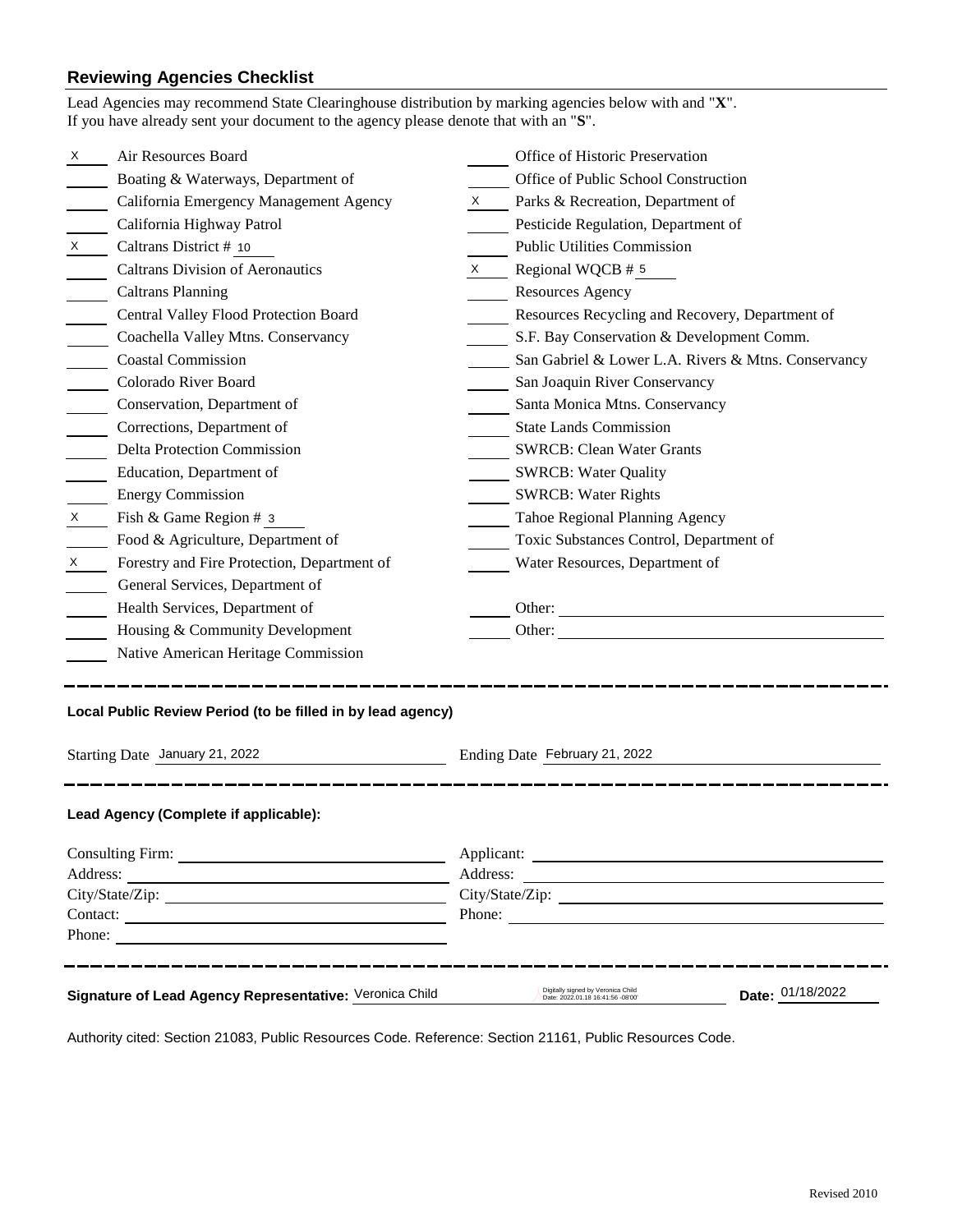## Reviewing Agencies Checklist

Lead Agencies may recommend State Clearinghouse distribution by marking agencies below with and "**X**".
If you have already sent your document to the agency please denote that with an "**S**".

| | | | |
|---|---|---|---|
| X | Air Resources Board | | Office of Historic Preservation |
| | Boating & Waterways, Department of | | Office of Public School Construction |
| | California Emergency Management Agency | X | Parks & Recreation, Department of |
| | California Highway Patrol | | Pesticide Regulation, Department of |
| X | Caltrans District # 10 | | Public Utilities Commission |
| | Caltrans Division of Aeronautics | X | Regional WQCB # 5 |
| | Caltrans Planning | | Resources Agency |
| | Central Valley Flood Protection Board | | Resources Recycling and Recovery, Department of |
| | Coachella Valley Mtns. Conservancy | | S.F. Bay Conservation & Development Comm. |
| | Coastal Commission | | San Gabriel & Lower L.A. Rivers & Mtns. Conservancy |
| | Colorado River Board | | San Joaquin River Conservancy |
| | Conservation, Department of | | Santa Monica Mtns. Conservancy |
| | Corrections, Department of | | State Lands Commission |
| | Delta Protection Commission | | SWRCB: Clean Water Grants |
| | Education, Department of | | SWRCB: Water Quality |
| | Energy Commission | | SWRCB: Water Rights |
| X | Fish & Game Region # 3 | | Tahoe Regional Planning Agency |
| | Food & Agriculture, Department of | | Toxic Substances Control, Department of |
| X | Forestry and Fire Protection, Department of | | Water Resources, Department of |
| | General Services, Department of | | |
| | Health Services, Department of | | Other: |
| | Housing & Community Development | | Other: |
| | Native American Heritage Commission | | |

---

**Local Public Review Period (to be filled in by lead agency)**

Starting Date January 21, 2022 Ending Date February 21, 2022

---

**Lead Agency (Complete if applicable):**

Consulting Firm:
Address:
City/State/Zip:
Contact:
Phone:

Applicant:
Address:
City/State/Zip:
Phone:

---

**Signature of Lead Agency Representative:** Veronica Child Digitally signed by Veronica Child Date: 2022.01.18 16:41:56 -08'00' **Date:** 01/18/2022

Authority cited: Section 21083, Public Resources Code. Reference: Section 21161, Public Resources Code.

Revised 2010